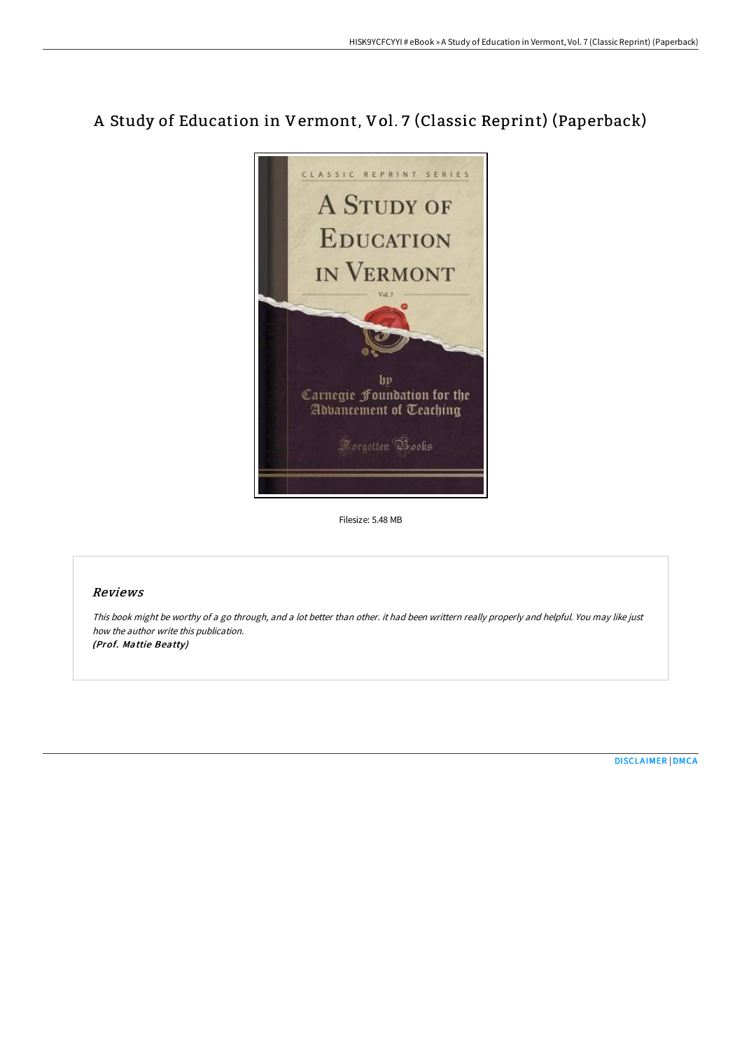# A Study of Education in Vermont, Vol. 7 (Classic Reprint) (Paperback)

Filesize: 5.48 MB

## Reviews

*This book might be worthy of a go through, and a lot better than other. it had been writtern really properly and helpful. You may like just how the author write this publication.*
***(Prof. Mattie Beatty)***

DISCLAIMER | DMCA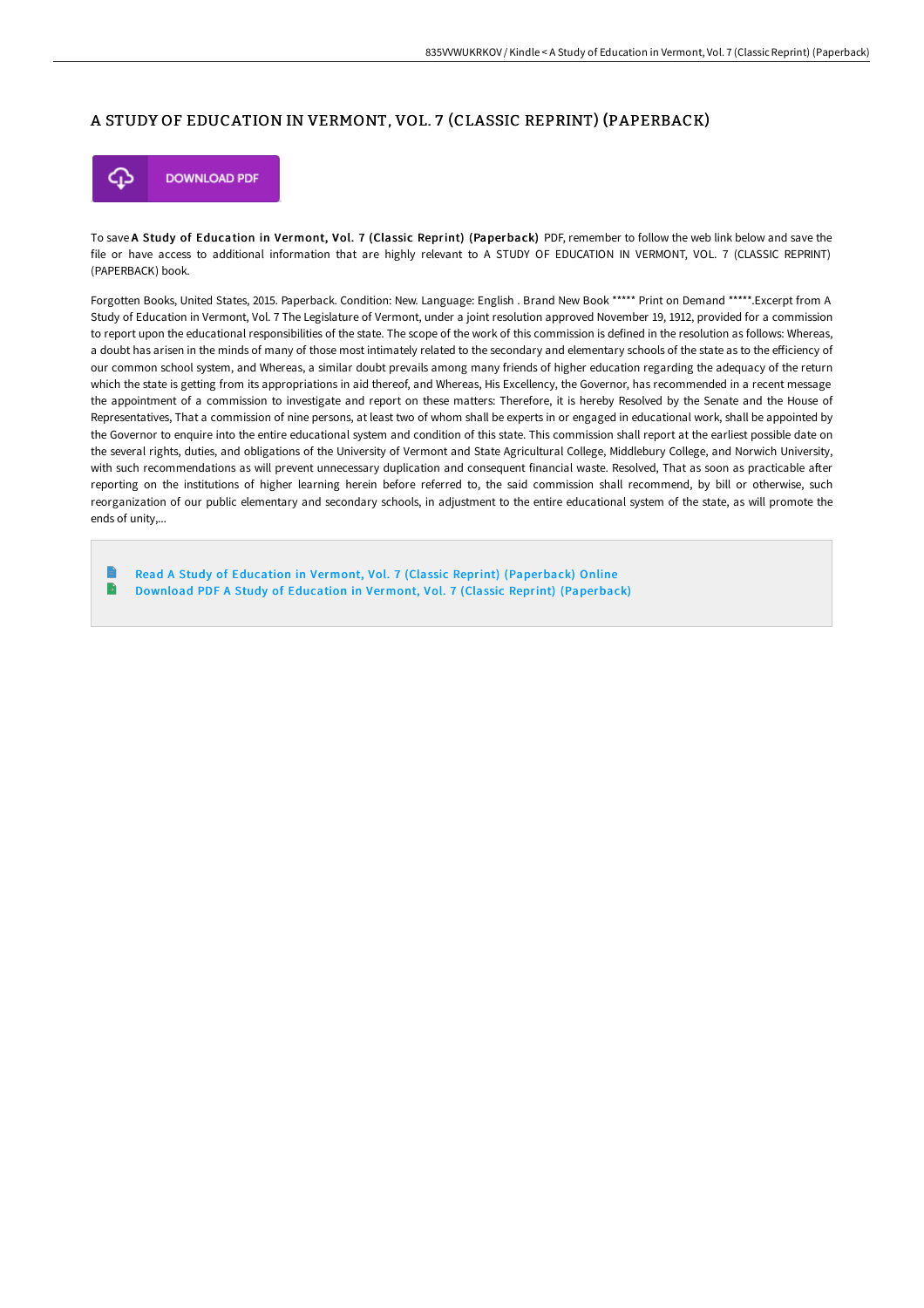# A STUDY OF EDUCATION IN VERMONT, VOL. 7 (CLASSIC REPRINT) (PAPERBACK)

DOWNLOAD PDF

To save **A Study of Education in Vermont, Vol. 7 (Classic Reprint) (Paperback)** PDF, remember to follow the web link below and save the file or have access to additional information that are highly relevant to A STUDY OF EDUCATION IN VERMONT, VOL. 7 (CLASSIC REPRINT) (PAPERBACK) book.

Forgotten Books, United States, 2015. Paperback. Condition: New. Language: English . Brand New Book ***** Print on Demand *****.Excerpt from A Study of Education in Vermont, Vol. 7 The Legislature of Vermont, under a joint resolution approved November 19, 1912, provided for a commission to report upon the educational responsibilities of the state. The scope of the work of this commission is defined in the resolution as follows: Whereas, a doubt has arisen in the minds of many of those most intimately related to the secondary and elementary schools of the state as to the efficiency of our common school system, and Whereas, a similar doubt prevails among many friends of higher education regarding the adequacy of the return which the state is getting from its appropriations in aid thereof, and Whereas, His Excellency, the Governor, has recommended in a recent message the appointment of a commission to investigate and report on these matters: Therefore, it is hereby Resolved by the Senate and the House of Representatives, That a commission of nine persons, at least two of whom shall be experts in or engaged in educational work, shall be appointed by the Governor to enquire into the entire educational system and condition of this state. This commission shall report at the earliest possible date on the several rights, duties, and obligations of the University of Vermont and State Agricultural College, Middlebury College, and Norwich University, with such recommendations as will prevent unnecessary duplication and consequent financial waste. Resolved, That as soon as practicable after reporting on the institutions of higher learning herein before referred to, the said commission shall recommend, by bill or otherwise, such reorganization of our public elementary and secondary schools, in adjustment to the entire educational system of the state, as will promote the ends of unity,...

- Read A Study of Education in Vermont, Vol. 7 (Classic Reprint) (Paperback) Online
- Download PDF A Study of Education in Vermont, Vol. 7 (Classic Reprint) (Paperback)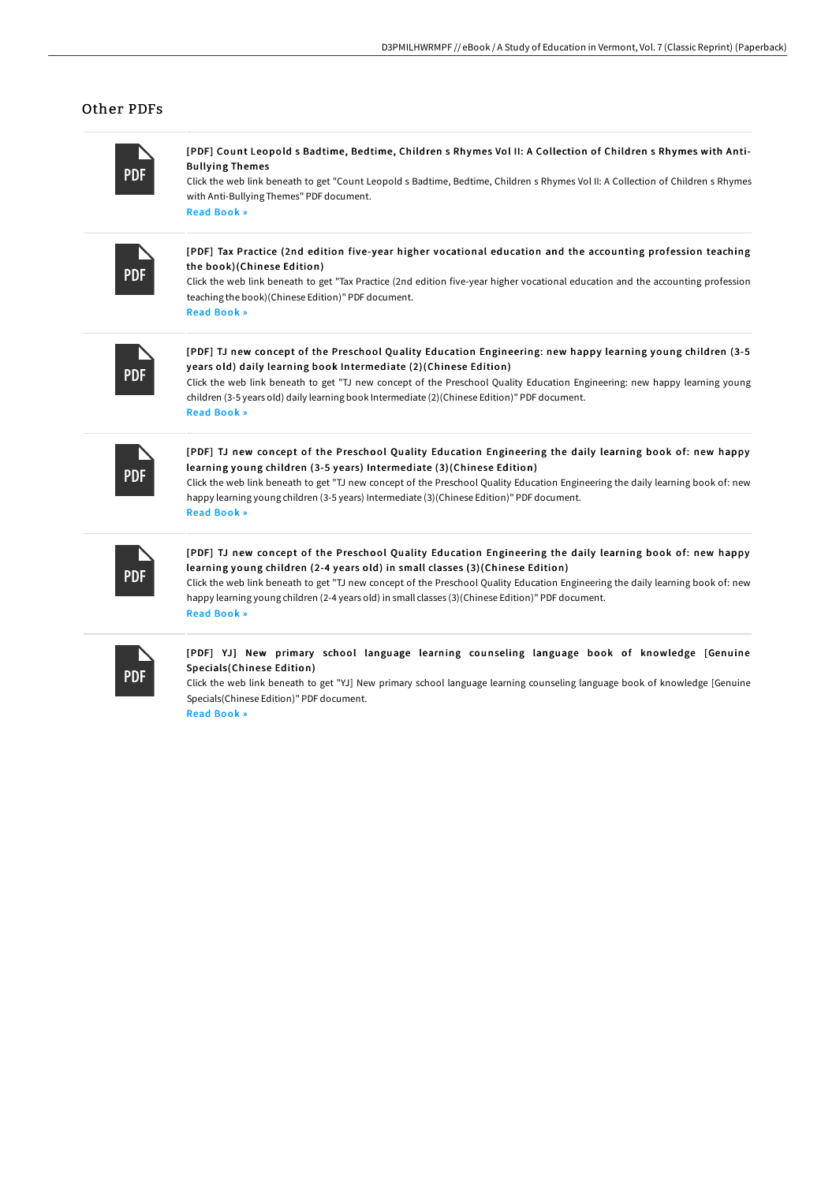## Other PDFs

**[PDF] Count Leopold s Badtime, Bedtime, Children s Rhymes Vol II: A Collection of Children s Rhymes with Anti-Bullying Themes**

Click the web link beneath to get "Count Leopold s Badtime, Bedtime, Children s Rhymes Vol II: A Collection of Children s Rhymes with Anti-Bullying Themes" PDF document.

Read Book »

**[PDF] Tax Practice (2nd edition five-year higher vocational education and the accounting profession teaching the book)(Chinese Edition)**

Click the web link beneath to get "Tax Practice (2nd edition five-year higher vocational education and the accounting profession teaching the book)(Chinese Edition)" PDF document.

Read Book »

**[PDF] TJ new concept of the Preschool Quality Education Engineering: new happy learning young children (3-5 years old) daily learning book Intermediate (2)(Chinese Edition)**

Click the web link beneath to get "TJ new concept of the Preschool Quality Education Engineering: new happy learning young children (3-5 years old) daily learning book Intermediate (2)(Chinese Edition)" PDF document.

Read Book »

**[PDF] TJ new concept of the Preschool Quality Education Engineering the daily learning book of: new happy learning young children (3-5 years) Intermediate (3)(Chinese Edition)**

Click the web link beneath to get "TJ new concept of the Preschool Quality Education Engineering the daily learning book of: new happy learning young children (3-5 years) Intermediate (3)(Chinese Edition)" PDF document.

Read Book »

**[PDF] TJ new concept of the Preschool Quality Education Engineering the daily learning book of: new happy learning young children (2-4 years old) in small classes (3)(Chinese Edition)**

Click the web link beneath to get "TJ new concept of the Preschool Quality Education Engineering the daily learning book of: new happy learning young children (2-4 years old) in small classes (3)(Chinese Edition)" PDF document.

Read Book »

**[PDF] YJ] New primary school language learning counseling language book of knowledge [Genuine Specials(Chinese Edition)**

Click the web link beneath to get "YJ] New primary school language learning counseling language book of knowledge [Genuine Specials(Chinese Edition)" PDF document.

Read Book »